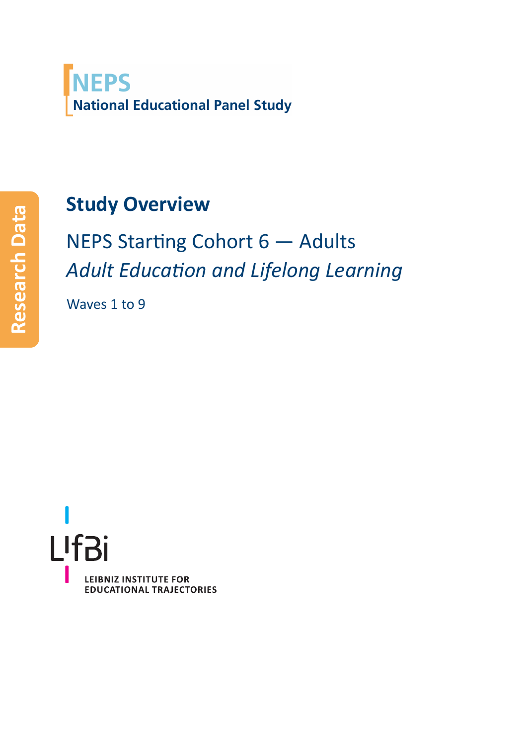NEPS
National Educational Panel Study

Research Data

# Study Overview

## NEPS Starting Cohort 6 — Adults

## *Adult Education and Lifelong Learning*

Waves 1 to 9

LIfBi

LEIBNIZ INSTITUTE FOR EDUCATIONAL TRAJECTORIES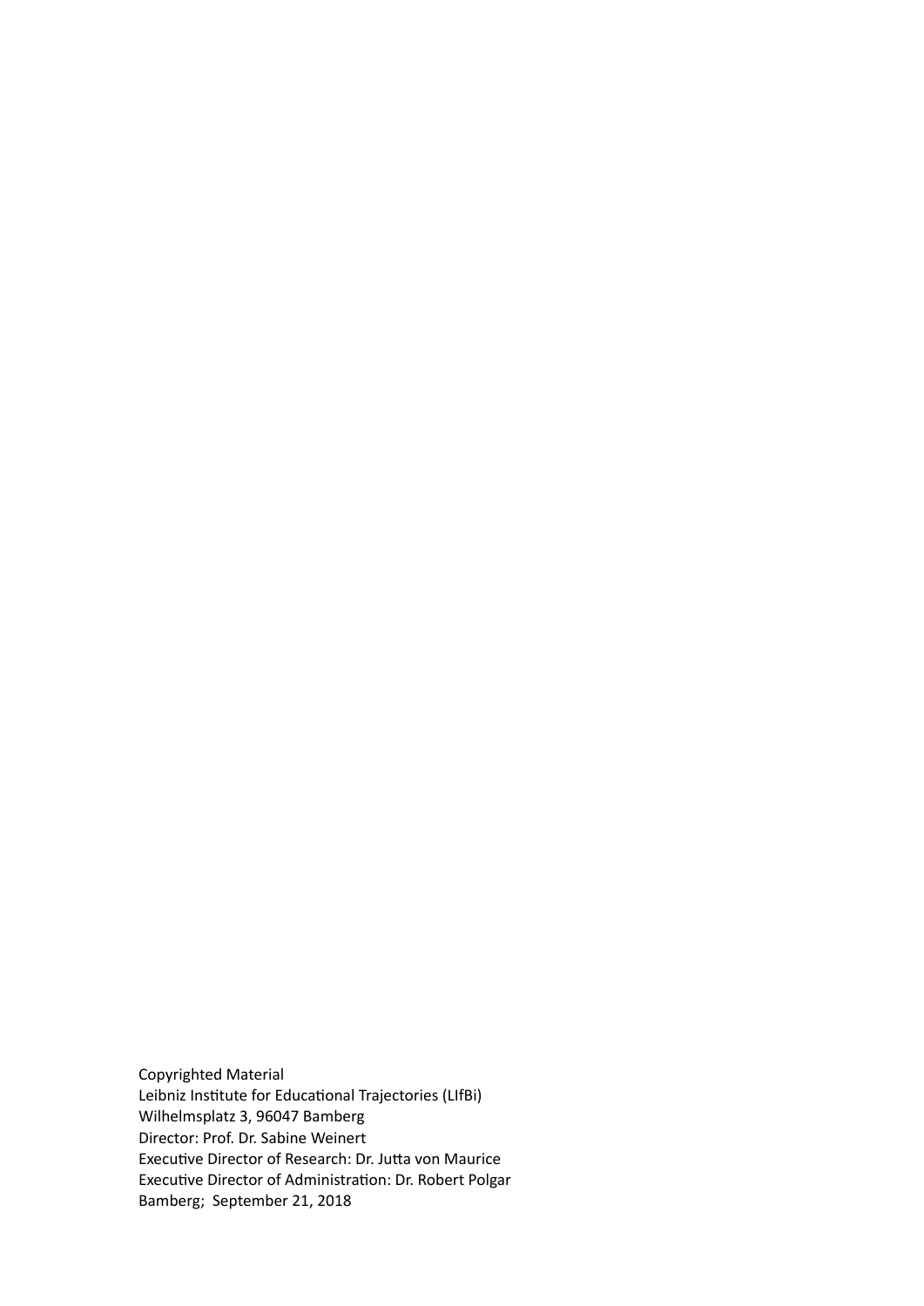Copyrighted Material
Leibniz Institute for Educational Trajectories (LIfBi)
Wilhelmsplatz 3, 96047 Bamberg
Director: Prof. Dr. Sabine Weinert
Executive Director of Research: Dr. Jutta von Maurice
Executive Director of Administration: Dr. Robert Polgar
Bamberg; September 21, 2018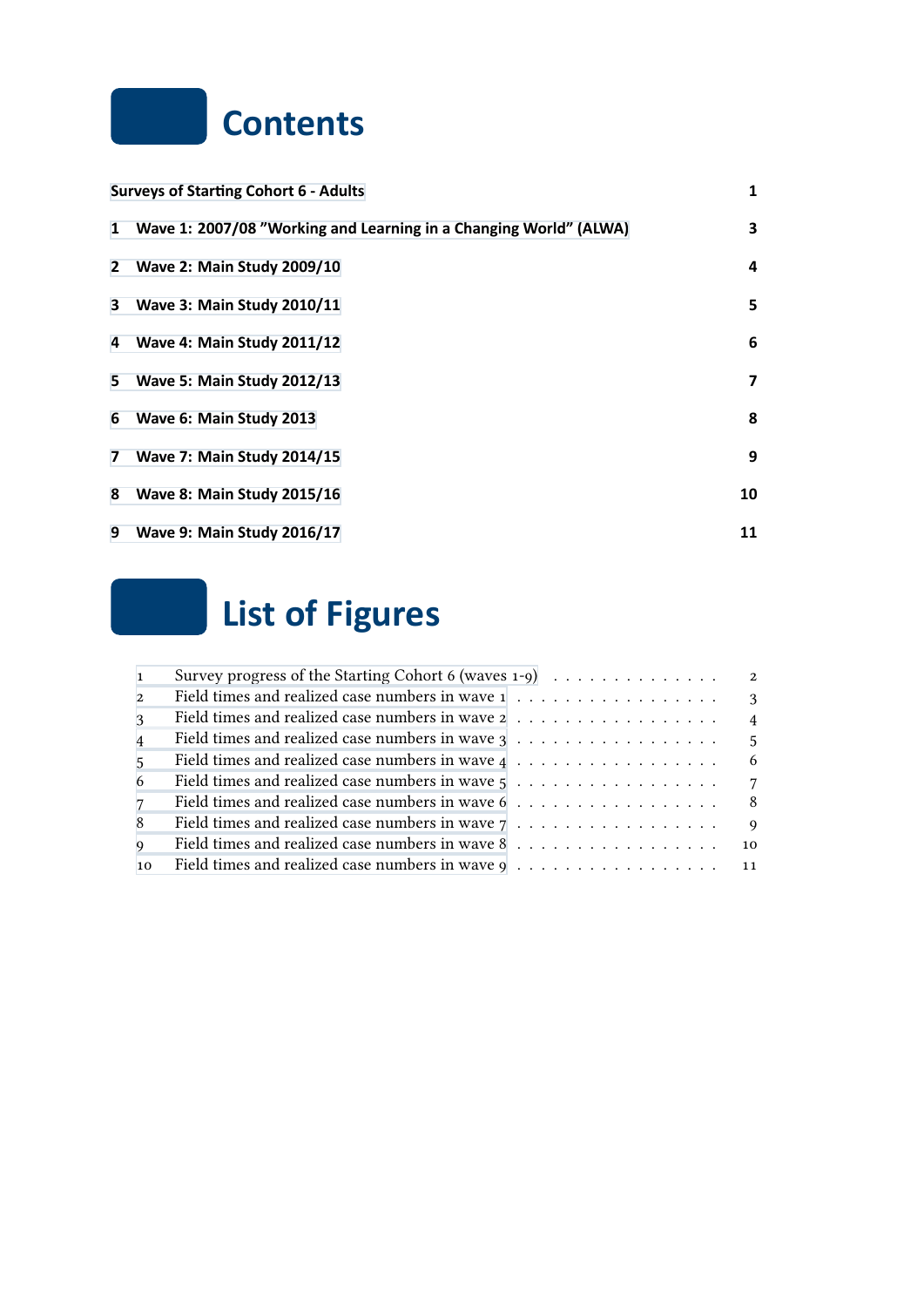# Contents

| | | |
|---|---|---|
| | **Surveys of Starting Cohort 6 - Adults** | **1** |
| **1** | **Wave 1: 2007/08 ”Working and Learning in a Changing World” (ALWA)** | **3** |
| **2** | **Wave 2: Main Study 2009/10** | **4** |
| **3** | **Wave 3: Main Study 2010/11** | **5** |
| **4** | **Wave 4: Main Study 2011/12** | **6** |
| **5** | **Wave 5: Main Study 2012/13** | **7** |
| **6** | **Wave 6: Main Study 2013** | **8** |
| **7** | **Wave 7: Main Study 2014/15** | **9** |
| **8** | **Wave 8: Main Study 2015/16** | **10** |
| **9** | **Wave 9: Main Study 2016/17** | **11** |

# List of Figures

| | | |
|---|---|---|
| 1 | Survey progress of the Starting Cohort 6 (waves 1-9) | 2 |
| 2 | Field times and realized case numbers in wave 1 | 3 |
| 3 | Field times and realized case numbers in wave 2 | 4 |
| 4 | Field times and realized case numbers in wave 3 | 5 |
| 5 | Field times and realized case numbers in wave 4 | 6 |
| 6 | Field times and realized case numbers in wave 5 | 7 |
| 7 | Field times and realized case numbers in wave 6 | 8 |
| 8 | Field times and realized case numbers in wave 7 | 9 |
| 9 | Field times and realized case numbers in wave 8 | 10 |
| 10 | Field times and realized case numbers in wave 9 | 11 |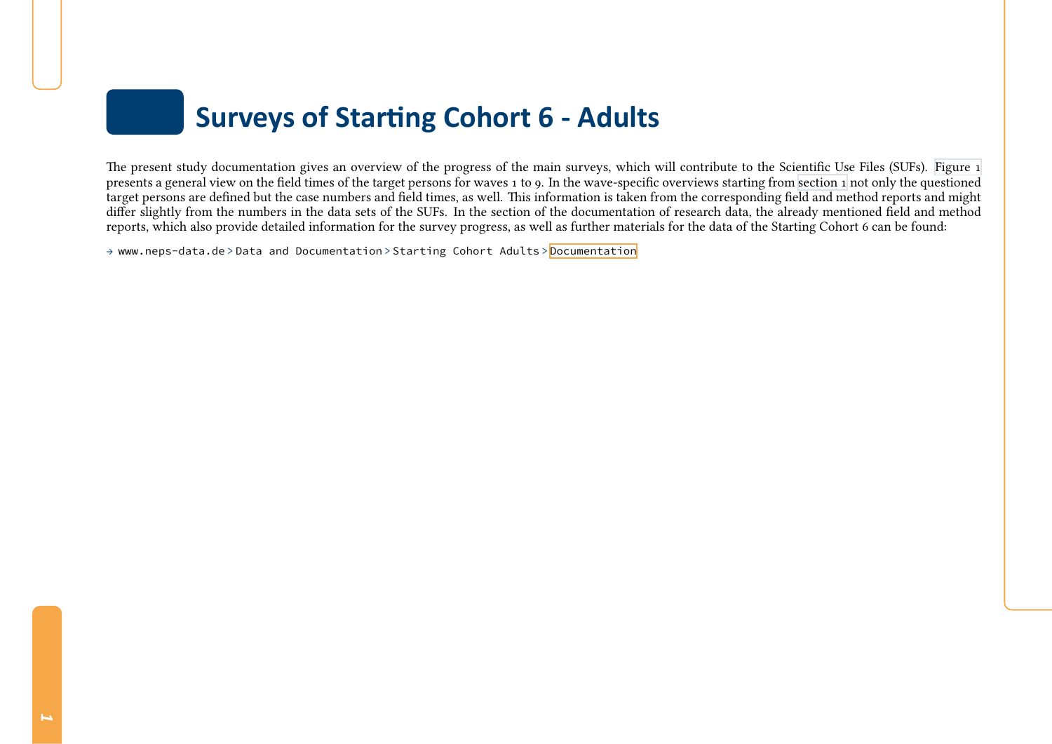# Surveys of Starting Cohort 6 - Adults

The present study documentation gives an overview of the progress of the main surveys, which will contribute to the Scientific Use Files (SUFs). Figure 1 presents a general view on the field times of the target persons for waves 1 to 9. In the wave-specific overviews starting from section 1 not only the questioned target persons are defined but the case numbers and field times, as well. This information is taken from the corresponding field and method reports and might differ slightly from the numbers in the data sets of the SUFs. In the section of the documentation of research data, the already mentioned field and method reports, which also provide detailed information for the survey progress, as well as further materials for the data of the Starting Cohort 6 can be found:

→ `www.neps-data.de` > `Data and Documentation` > `Starting Cohort Adults` > `Documentation`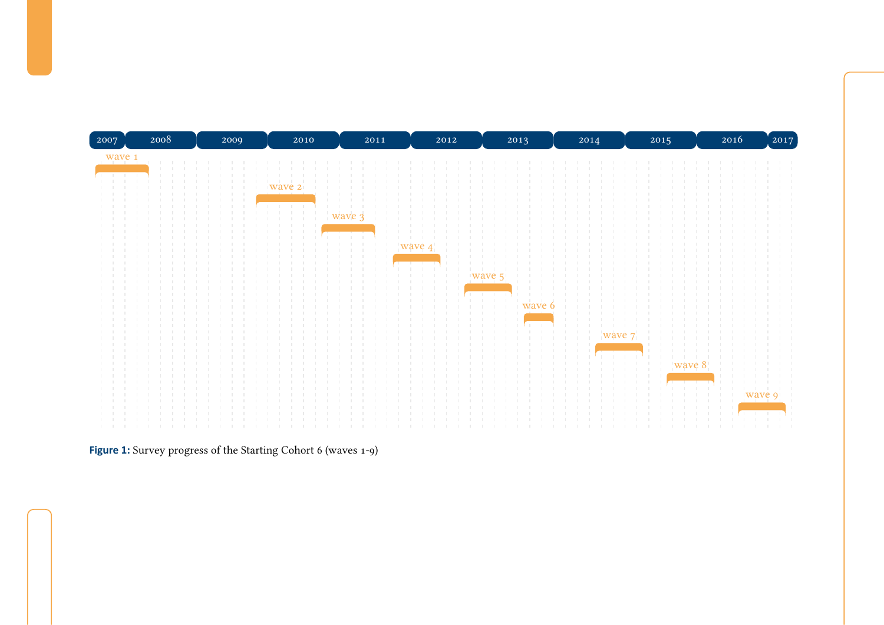| 2007 | 2008 | 2009 | 2010 | 2011 | 2012 | 2013 | 2014 | 2015 | 2016 | 2017 |
|---|---|---|---|---|---|---|---|---|---|---|
| wave 1 | wave 1 | | | | | | | | | |
| | | | wave 2 | | | | | | | |
| | | | wave 3 | wave 3 | | | | | | |
| | | | | wave 4 | wave 4 | | | | | |
| | | | | | wave 5 | wave 5 | | | | |
| | | | | | | wave 6 | | | | |
| | | | | | | | wave 7 | wave 7 | | |
| | | | | | | | | wave 8 | wave 8 | |
| | | | | | | | | | wave 9 | wave 9 |

**Figure 1:** Survey progress of the Starting Cohort 6 (waves 1-9)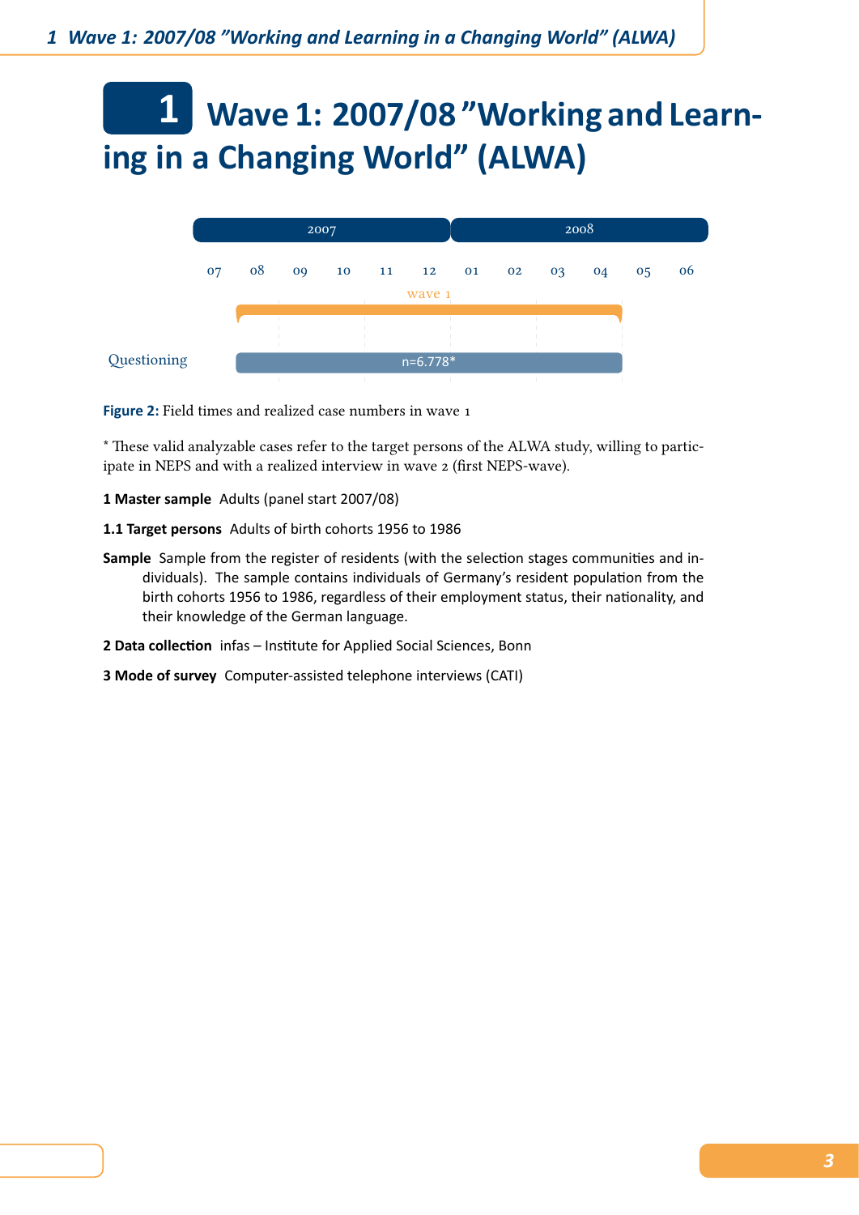# 1 Wave 1: 2007/08 "Working and Learning in a Changing World" (ALWA)

| | 2007 | | | | | | 2008 | | | | | |
|---|---|---|---|---|---|---|---|---|---|---|---|---|
| | 07 | 08 | 09 | 10 | 11 | 12 | 01 | 02 | 03 | 04 | 05 | 06 |
| wave 1 | | 08–04 | | | | | | | | | | |
| Questioning | | n=6.778* | | | | | | | | | | |

**Figure 2:** Field times and realized case numbers in wave 1

\* These valid analyzable cases refer to the target persons of the ALWA study, willing to participate in NEPS and with a realized interview in wave 2 (first NEPS-wave).

**1 Master sample** Adults (panel start 2007/08)

**1.1 Target persons** Adults of birth cohorts 1956 to 1986

**Sample** Sample from the register of residents (with the selection stages communities and individuals). The sample contains individuals of Germany's resident population from the birth cohorts 1956 to 1986, regardless of their employment status, their nationality, and their knowledge of the German language.

**2 Data collection** infas – Institute for Applied Social Sciences, Bonn

**3 Mode of survey** Computer-assisted telephone interviews (CATI)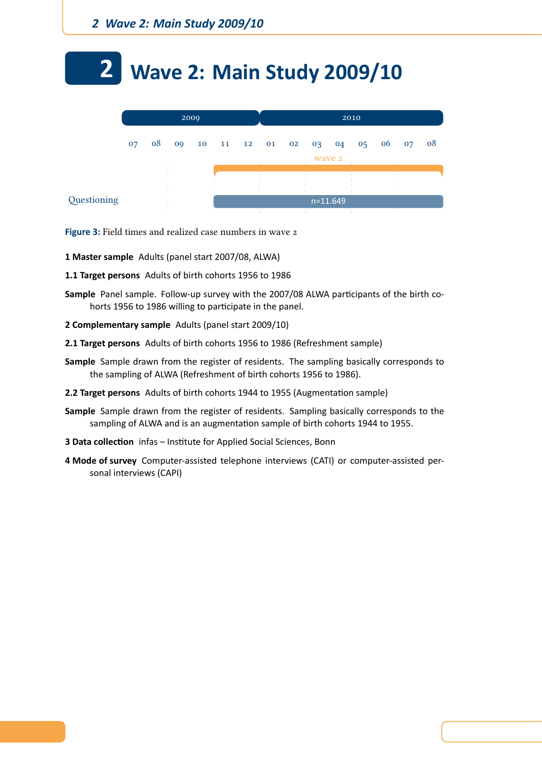# 2 Wave 2: Main Study 2009/10

Figure 3: Field times and realized case numbers in wave 2

**1 Master sample** Adults (panel start 2007/08, ALWA)

**1.1 Target persons** Adults of birth cohorts 1956 to 1986

**Sample** Panel sample. Follow-up survey with the 2007/08 ALWA participants of the birth cohorts 1956 to 1986 willing to participate in the panel.

**2 Complementary sample** Adults (panel start 2009/10)

**2.1 Target persons** Adults of birth cohorts 1956 to 1986 (Refreshment sample)

**Sample** Sample drawn from the register of residents. The sampling basically corresponds to the sampling of ALWA (Refreshment of birth cohorts 1956 to 1986).

**2.2 Target persons** Adults of birth cohorts 1944 to 1955 (Augmentation sample)

**Sample** Sample drawn from the register of residents. Sampling basically corresponds to the sampling of ALWA and is an augmentation sample of birth cohorts 1944 to 1955.

**3 Data collection** infas – Institute for Applied Social Sciences, Bonn

**4 Mode of survey** Computer-assisted telephone interviews (CATI) or computer-assisted personal interviews (CAPI)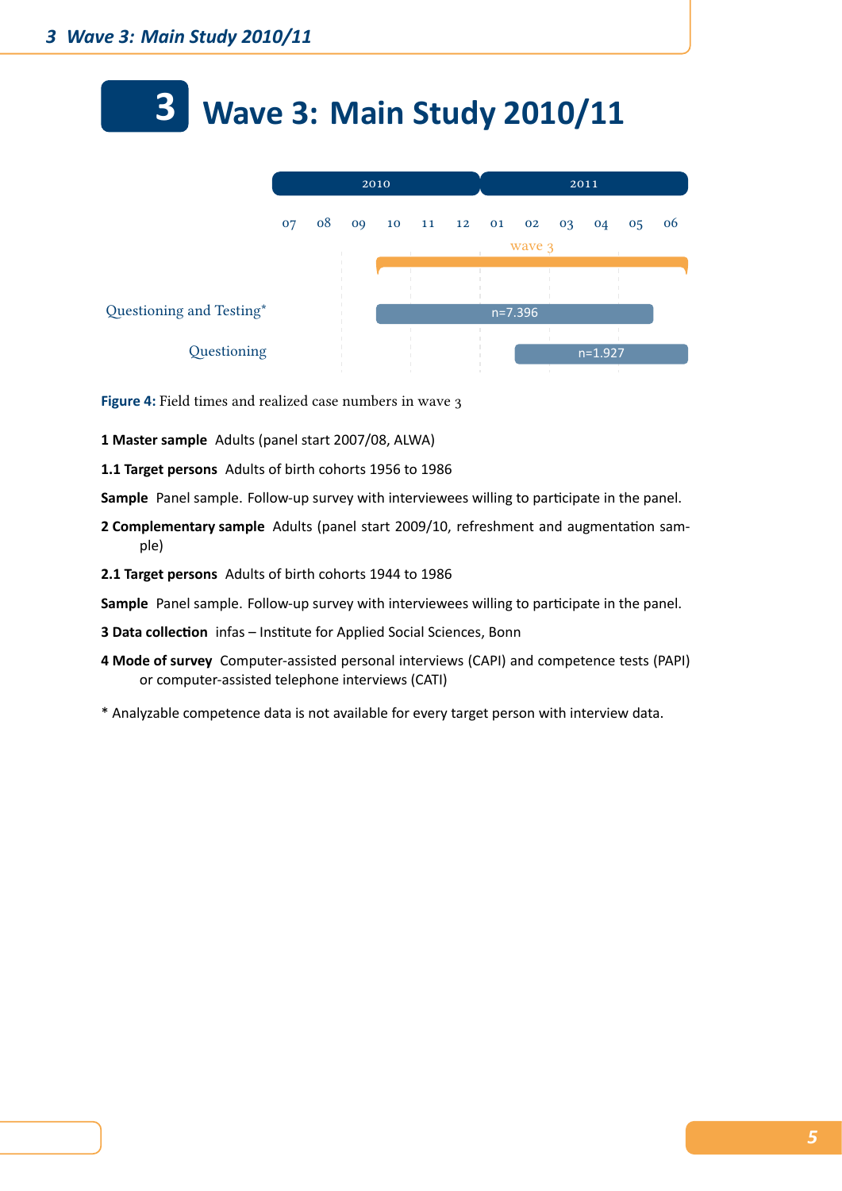# 3 Wave 3: Main Study 2010/11

| | 2010 | | | | | | 2011 | | | | | |
|---|---|---|---|---|---|---|---|---|---|---|---|---|
| | 07 | 08 | 09 | 10 | 11 | 12 | 01 | 02 | 03 | 04 | 05 | 06 |
| wave 3 | | | | 10 → | | | | | | | | → 06 |
| Questioning and Testing* | | | | n=7.396 (10 → 05) | | | | | | | | |
| Questioning | | | | | | | | n=1.927 (02 → 06) | | | | |

**Figure 4:** Field times and realized case numbers in wave 3

**1 Master sample** Adults (panel start 2007/08, ALWA)

**1.1 Target persons** Adults of birth cohorts 1956 to 1986

**Sample** Panel sample. Follow-up survey with interviewees willing to participate in the panel.

**2 Complementary sample** Adults (panel start 2009/10, refreshment and augmentation sample)

**2.1 Target persons** Adults of birth cohorts 1944 to 1986

**Sample** Panel sample. Follow-up survey with interviewees willing to participate in the panel.

**3 Data collection** infas – Institute for Applied Social Sciences, Bonn

**4 Mode of survey** Computer-assisted personal interviews (CAPI) and competence tests (PAPI) or computer-assisted telephone interviews (CATI)

* Analyzable competence data is not available for every target person with interview data.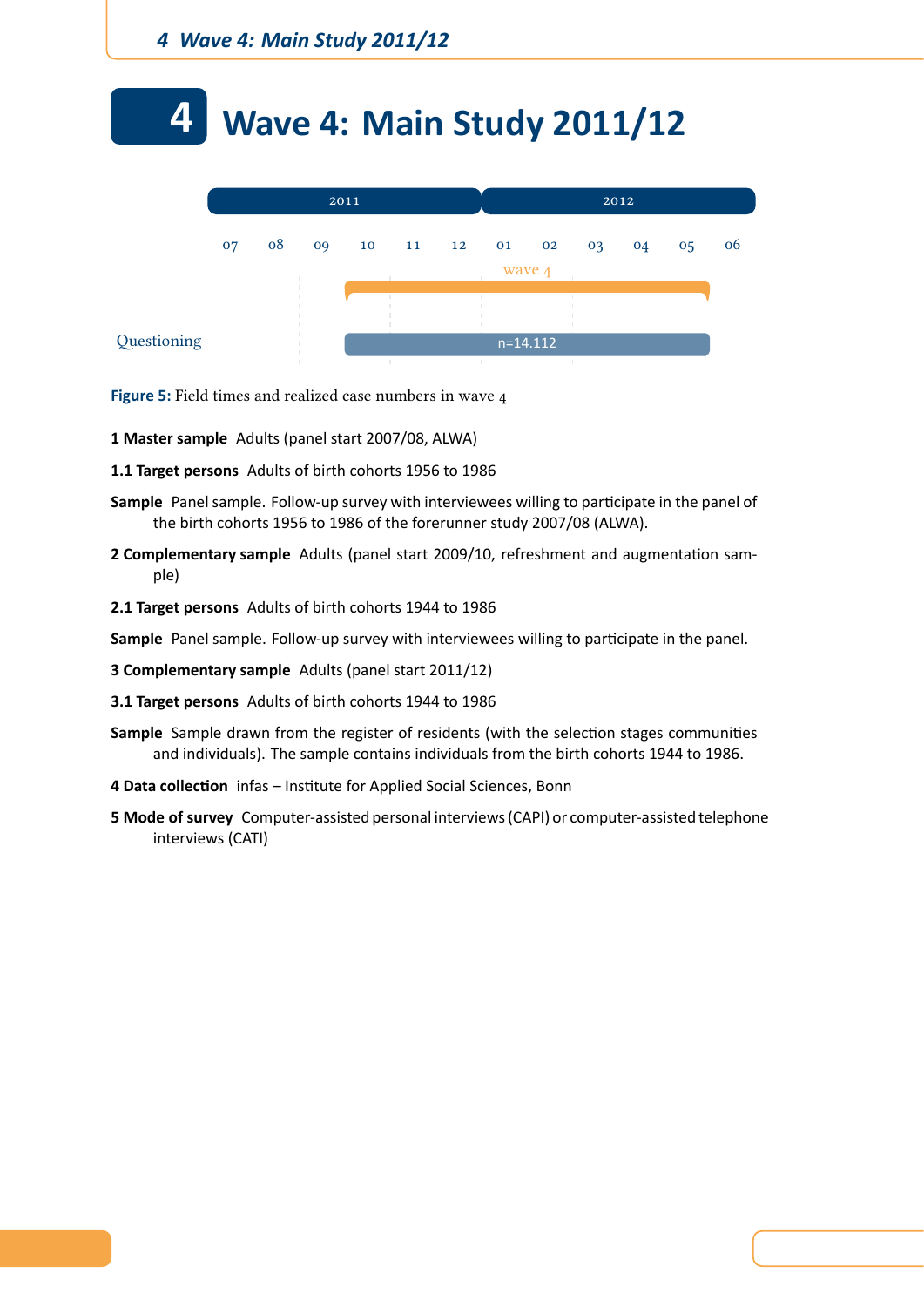# 4 Wave 4: Main Study 2011/12

**Figure 5:** Field times and realized case numbers in wave 4

**1 Master sample** Adults (panel start 2007/08, ALWA)

**1.1 Target persons** Adults of birth cohorts 1956 to 1986

**Sample** Panel sample. Follow-up survey with interviewees willing to participate in the panel of the birth cohorts 1956 to 1986 of the forerunner study 2007/08 (ALWA).

**2 Complementary sample** Adults (panel start 2009/10, refreshment and augmentation sample)

**2.1 Target persons** Adults of birth cohorts 1944 to 1986

**Sample** Panel sample. Follow-up survey with interviewees willing to participate in the panel.

**3 Complementary sample** Adults (panel start 2011/12)

**3.1 Target persons** Adults of birth cohorts 1944 to 1986

**Sample** Sample drawn from the register of residents (with the selection stages communities and individuals). The sample contains individuals from the birth cohorts 1944 to 1986.

**4 Data collection** infas – Institute for Applied Social Sciences, Bonn

**5 Mode of survey** Computer-assisted personal interviews (CAPI) or computer-assisted telephone interviews (CATI)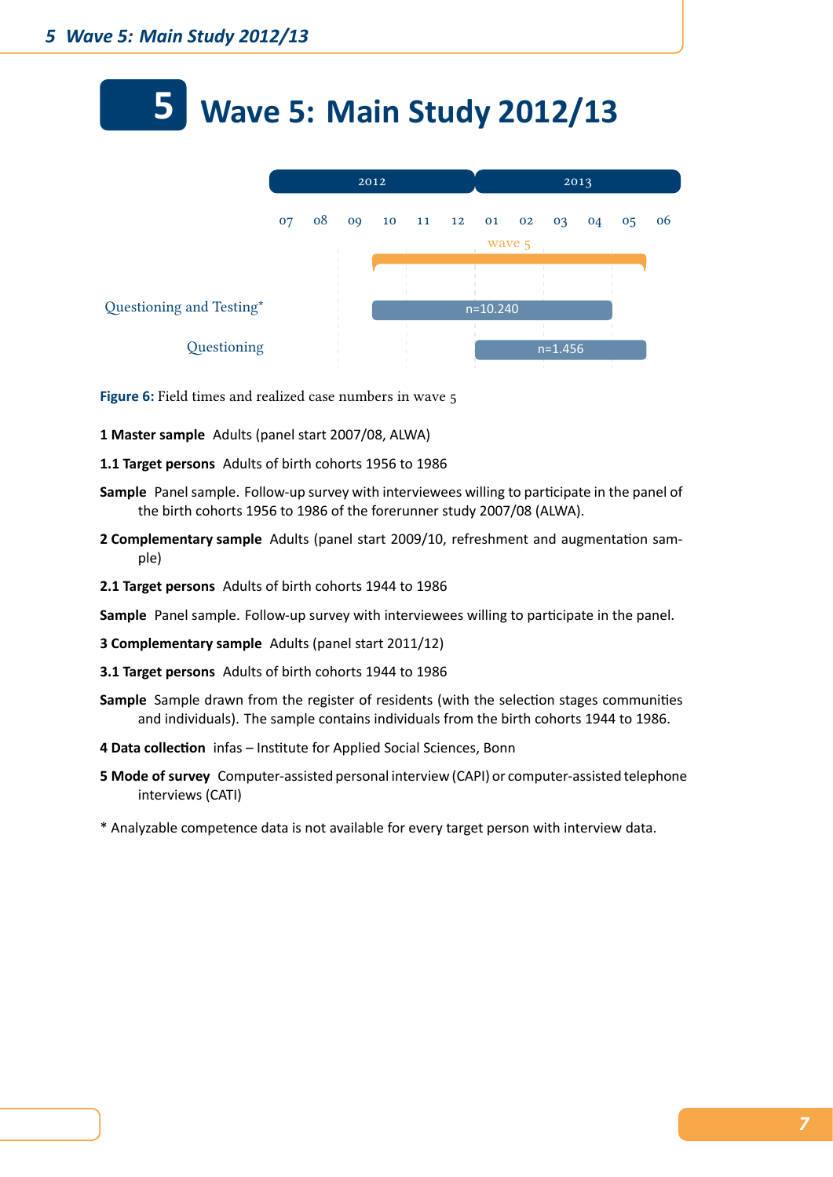# 5 Wave 5: Main Study 2012/13

| | 2012 | | | | | | 2013 | | | | | |
|---|---|---|---|---|---|---|---|---|---|---|---|---|
| | 07 | 08 | 09 | 10 | 11 | 12 | 01 | 02 | 03 | 04 | 05 | 06 |
| wave 5 | | | | 10 – 05 | | | | | | | | |
| Questioning and Testing* | | | | n=10.240 (10 – 04) | | | | | | | | |
| Questioning | | | | | | | n=1.456 (01 – 05) | | | | | |

**Figure 6:** Field times and realized case numbers in wave 5

**1 Master sample** Adults (panel start 2007/08, ALWA)

**1.1 Target persons** Adults of birth cohorts 1956 to 1986

**Sample** Panel sample. Follow-up survey with interviewees willing to participate in the panel of the birth cohorts 1956 to 1986 of the forerunner study 2007/08 (ALWA).

**2 Complementary sample** Adults (panel start 2009/10, refreshment and augmentation sample)

**2.1 Target persons** Adults of birth cohorts 1944 to 1986

**Sample** Panel sample. Follow-up survey with interviewees willing to participate in the panel.

**3 Complementary sample** Adults (panel start 2011/12)

**3.1 Target persons** Adults of birth cohorts 1944 to 1986

**Sample** Sample drawn from the register of residents (with the selection stages communities and individuals). The sample contains individuals from the birth cohorts 1944 to 1986.

**4 Data collection** infas – Institute for Applied Social Sciences, Bonn

**5 Mode of survey** Computer-assisted personal interview (CAPI) or computer-assisted telephone interviews (CATI)

* Analyzable competence data is not available for every target person with interview data.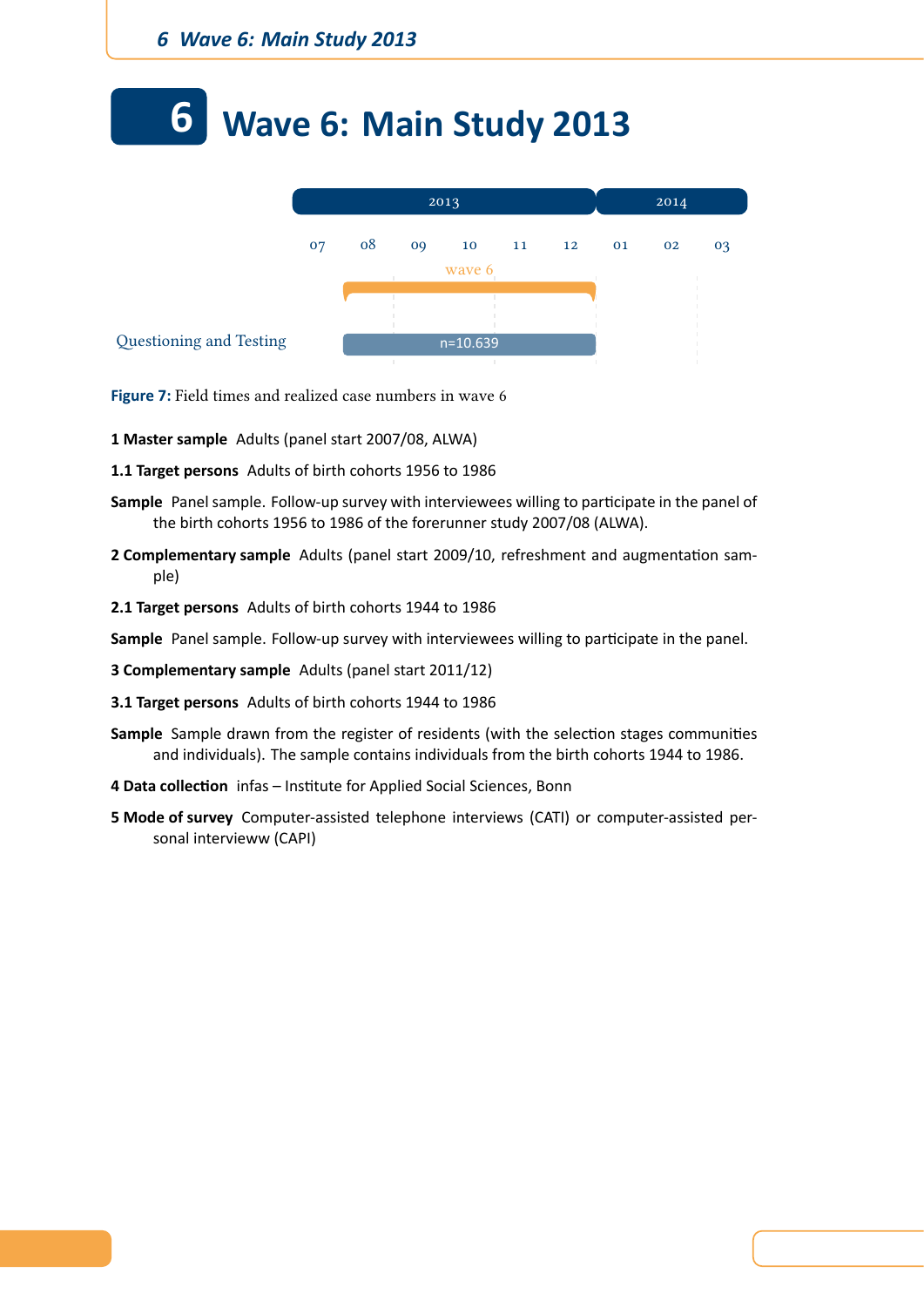# 6 Wave 6: Main Study 2013

Figure 7: Field times and realized case numbers in wave 6

**1 Master sample** Adults (panel start 2007/08, ALWA)

**1.1 Target persons** Adults of birth cohorts 1956 to 1986

**Sample** Panel sample. Follow-up survey with interviewees willing to participate in the panel of the birth cohorts 1956 to 1986 of the forerunner study 2007/08 (ALWA).

**2 Complementary sample** Adults (panel start 2009/10, refreshment and augmentation sample)

**2.1 Target persons** Adults of birth cohorts 1944 to 1986

**Sample** Panel sample. Follow-up survey with interviewees willing to participate in the panel.

**3 Complementary sample** Adults (panel start 2011/12)

**3.1 Target persons** Adults of birth cohorts 1944 to 1986

**Sample** Sample drawn from the register of residents (with the selection stages communities and individuals). The sample contains individuals from the birth cohorts 1944 to 1986.

**4 Data collection** infas – Institute for Applied Social Sciences, Bonn

**5 Mode of survey** Computer-assisted telephone interviews (CATI) or computer-assisted personal intervieww (CAPI)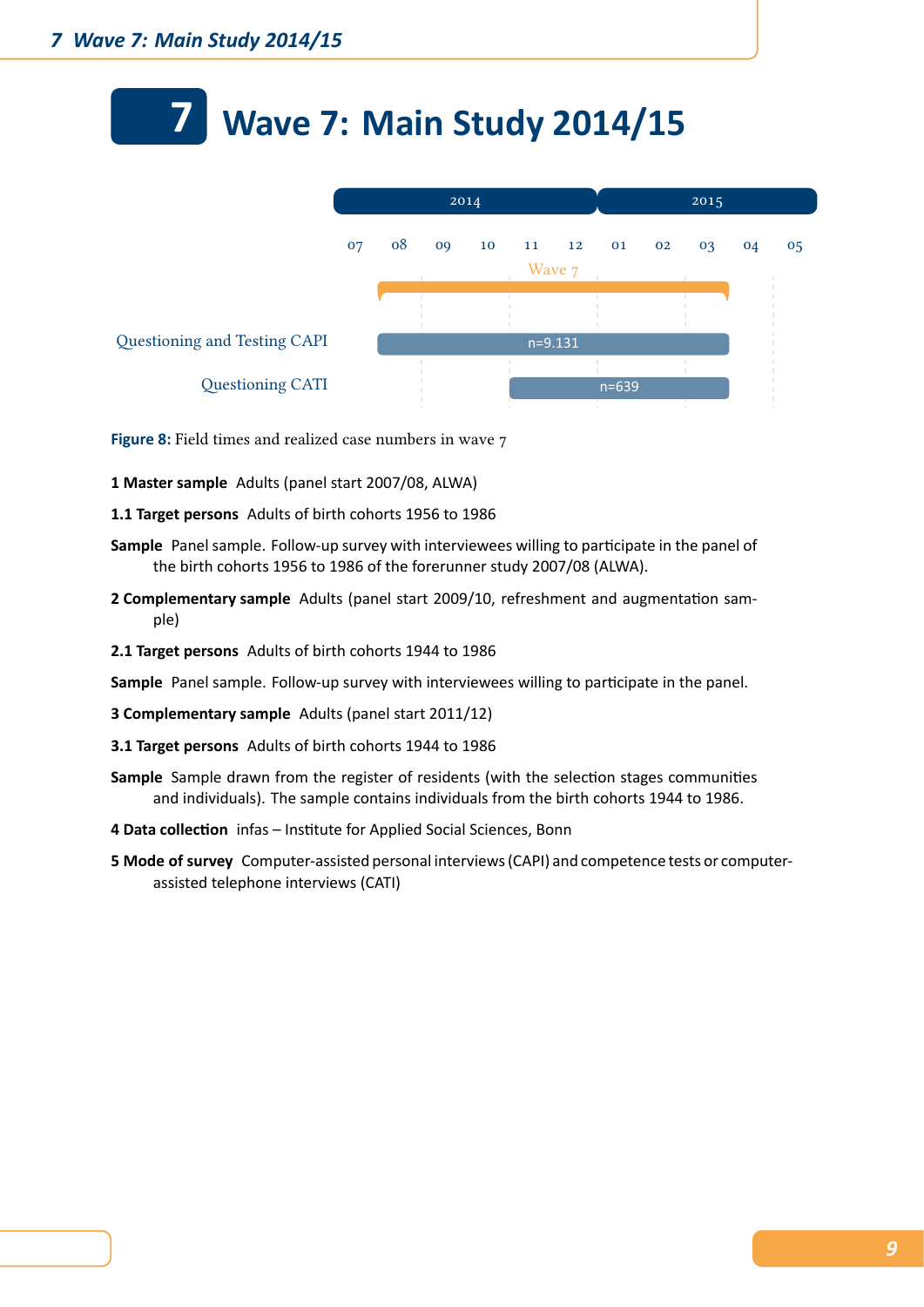# 7 Wave 7: Main Study 2014/15

**Figure 8:** Field times and realized case numbers in wave 7

**1 Master sample** Adults (panel start 2007/08, ALWA)

**1.1 Target persons** Adults of birth cohorts 1956 to 1986

**Sample** Panel sample. Follow-up survey with interviewees willing to participate in the panel of the birth cohorts 1956 to 1986 of the forerunner study 2007/08 (ALWA).

**2 Complementary sample** Adults (panel start 2009/10, refreshment and augmentation sample)

**2.1 Target persons** Adults of birth cohorts 1944 to 1986

**Sample** Panel sample. Follow-up survey with interviewees willing to participate in the panel.

**3 Complementary sample** Adults (panel start 2011/12)

**3.1 Target persons** Adults of birth cohorts 1944 to 1986

**Sample** Sample drawn from the register of residents (with the selection stages communities and individuals). The sample contains individuals from the birth cohorts 1944 to 1986.

**4 Data collection** infas – Institute for Applied Social Sciences, Bonn

**5 Mode of survey** Computer-assisted personal interviews (CAPI) and competence tests or computer-assisted telephone interviews (CATI)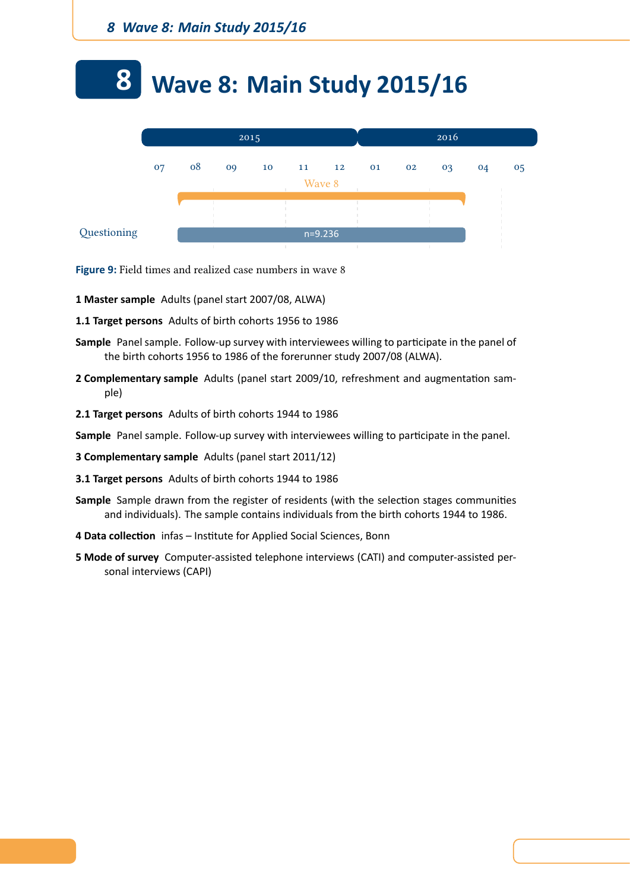# 8 Wave 8: Main Study 2015/16

| | 2015 | | | | | | 2016 | | | | |
|---|---|---|---|---|---|---|---|---|---|---|---|
| | 07 | 08 | 09 | 10 | 11 | 12 | 01 | 02 | 03 | 04 | 05 |
| Wave 8 | | 08 – 03 | | | | | | | | | |
| Questioning | | n=9.236 | | | | | | | | | |

**Figure 9:** Field times and realized case numbers in wave 8

**1 Master sample** Adults (panel start 2007/08, ALWA)

**1.1 Target persons** Adults of birth cohorts 1956 to 1986

**Sample** Panel sample. Follow-up survey with interviewees willing to participate in the panel of the birth cohorts 1956 to 1986 of the forerunner study 2007/08 (ALWA).

**2 Complementary sample** Adults (panel start 2009/10, refreshment and augmentation sample)

**2.1 Target persons** Adults of birth cohorts 1944 to 1986

**Sample** Panel sample. Follow-up survey with interviewees willing to participate in the panel.

**3 Complementary sample** Adults (panel start 2011/12)

**3.1 Target persons** Adults of birth cohorts 1944 to 1986

**Sample** Sample drawn from the register of residents (with the selection stages communities and individuals). The sample contains individuals from the birth cohorts 1944 to 1986.

**4 Data collection** infas – Institute for Applied Social Sciences, Bonn

**5 Mode of survey** Computer-assisted telephone interviews (CATI) and computer-assisted personal interviews (CAPI)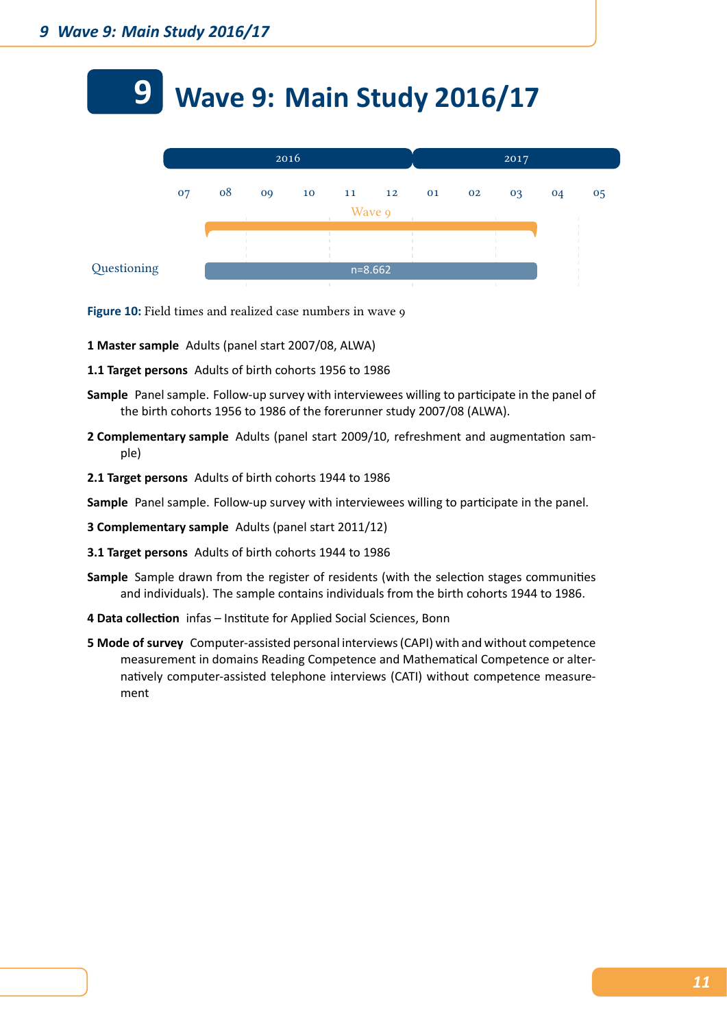# 9 Wave 9: Main Study 2016/17

2016

2017

07 08 09 10 11 12 01 02 03 04 05

Wave 9

Questioning

n=8.662

**Figure 10:** Field times and realized case numbers in wave 9

**1 Master sample** Adults (panel start 2007/08, ALWA)

**1.1 Target persons** Adults of birth cohorts 1956 to 1986

**Sample** Panel sample. Follow-up survey with interviewees willing to participate in the panel of the birth cohorts 1956 to 1986 of the forerunner study 2007/08 (ALWA).

**2 Complementary sample** Adults (panel start 2009/10, refreshment and augmentation sample)

**2.1 Target persons** Adults of birth cohorts 1944 to 1986

**Sample** Panel sample. Follow-up survey with interviewees willing to participate in the panel.

**3 Complementary sample** Adults (panel start 2011/12)

**3.1 Target persons** Adults of birth cohorts 1944 to 1986

**Sample** Sample drawn from the register of residents (with the selection stages communities and individuals). The sample contains individuals from the birth cohorts 1944 to 1986.

**4 Data collection** infas – Institute for Applied Social Sciences, Bonn

**5 Mode of survey** Computer-assisted personal interviews (CAPI) with and without competence measurement in domains Reading Competence and Mathematical Competence or alternatively computer-assisted telephone interviews (CATI) without competence measurement